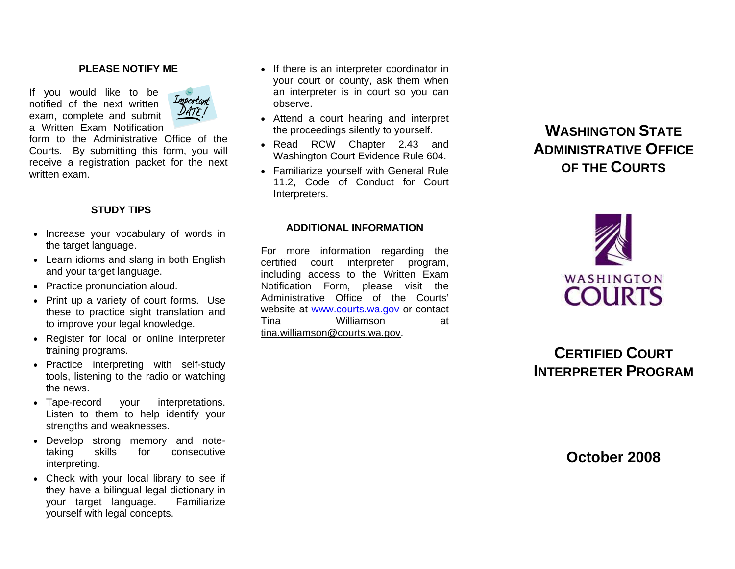## PLEASE NOTIFY ME

If you would like to be notified of the next written exam, complete and submit a Written Exam Notification form to the Administrative Office of the Courts. By submitting this form, you will receive a registration packet for the next written exam.

## STUDY TIPS

- Increase your vocabulary of words in the target language.
- Learn idioms and slang in both English and your target language.
- Practice pronunciation aloud.
- Print up a variety of court forms. Use these to practice sight translation and to improve your legal knowledge.
- Register for local or online interpreter training programs.
- Practice interpreting with self-study tools, listening to the radio or watching the news.
- Tape-record your interpretations. Listen to them to help identify your strengths and weaknesses.
- Develop strong memory and note-taking skills for consecutive interpreting.
- Check with your local library to see if they have a bilingual legal dictionary in your target language. Familiarize yourself with legal concepts.
- If there is an interpreter coordinator in your court or county, ask them when an interpreter is in court so you can observe.
- Attend a court hearing and interpret the proceedings silently to yourself.
- Read RCW Chapter 2.43 and Washington Court Evidence Rule 604.
- Familiarize yourself with General Rule 11.2, Code of Conduct for Court Interpreters.

## ADDITIONAL INFORMATION

For more information regarding the certified court interpreter program, including access to the Written Exam Notification Form, please visit the Administrative Office of the Courts' website at www.courts.wa.gov or contact Tina Williamson at tina.williamson@courts.wa.gov.

# WASHINGTON STATE ADMINISTRATIVE OFFICE OF THE COURTS

WASHINGTON COURTS

# CERTIFIED COURT INTERPRETER PROGRAM

**October 2008**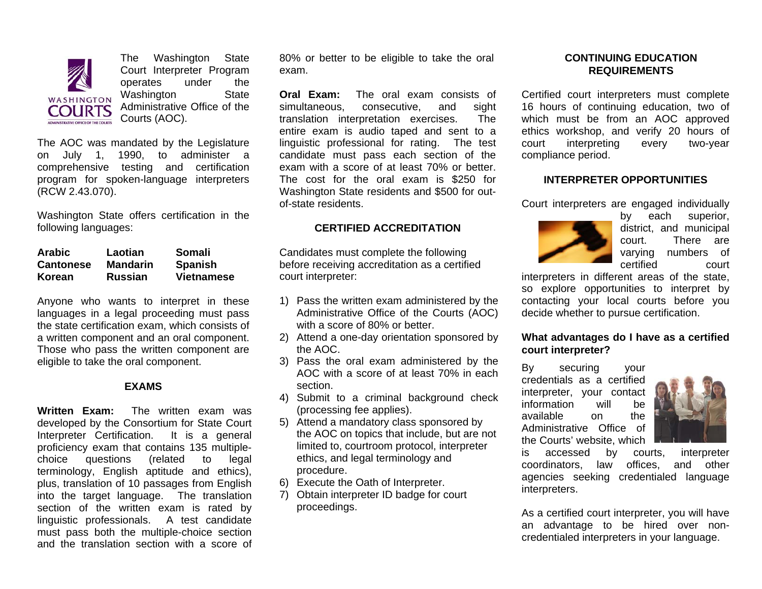The Washington State Court Interpreter Program operates under the Washington State Administrative Office of the Courts (AOC).

The AOC was mandated by the Legislature on July 1, 1990, to administer a comprehensive testing and certification program for spoken-language interpreters (RCW 2.43.070).

Washington State offers certification in the following languages:

| | | |
|---|---|---|
| **Arabic** | **Laotian** | **Somali** |
| **Cantonese** | **Mandarin** | **Spanish** |
| **Korean** | **Russian** | **Vietnamese** |

Anyone who wants to interpret in these languages in a legal proceeding must pass the state certification exam, which consists of a written component and an oral component. Those who pass the written component are eligible to take the oral component.

## EXAMS

**Written Exam:** The written exam was developed by the Consortium for State Court Interpreter Certification. It is a general proficiency exam that contains 135 multiple-choice questions (related to legal terminology, English aptitude and ethics), plus, translation of 10 passages from English into the target language. The translation section of the written exam is rated by linguistic professionals. A test candidate must pass both the multiple-choice section and the translation section with a score of 80% or better to be eligible to take the oral exam.

**Oral Exam:** The oral exam consists of simultaneous, consecutive, and sight translation interpretation exercises. The entire exam is audio taped and sent to a linguistic professional for rating. The test candidate must pass each section of the exam with a score of at least 70% or better. The cost for the oral exam is $250 for Washington State residents and $500 for out-of-state residents.

## CERTIFIED ACCREDITATION

Candidates must complete the following before receiving accreditation as a certified court interpreter:

1) Pass the written exam administered by the Administrative Office of the Courts (AOC) with a score of 80% or better.
2) Attend a one-day orientation sponsored by the AOC.
3) Pass the oral exam administered by the AOC with a score of at least 70% in each section.
4) Submit to a criminal background check (processing fee applies).
5) Attend a mandatory class sponsored by the AOC on topics that include, but are not limited to, courtroom protocol, interpreter ethics, and legal terminology and procedure.
6) Execute the Oath of Interpreter.
7) Obtain interpreter ID badge for court proceedings.

## CONTINUING EDUCATION REQUIREMENTS

Certified court interpreters must complete 16 hours of continuing education, two of which must be from an AOC approved ethics workshop, and verify 20 hours of court interpreting every two-year compliance period.

## INTERPRETER OPPORTUNITIES

Court interpreters are engaged individually by each superior, district, and municipal court. There are varying numbers of certified court interpreters in different areas of the state, so explore opportunities to interpret by contacting your local courts before you decide whether to pursue certification.

### What advantages do I have as a certified court interpreter?

By securing your credentials as a certified interpreter, your contact information will be available on the Administrative Office of the Courts' website, which is accessed by courts, interpreter coordinators, law offices, and other agencies seeking credentialed language interpreters.

As a certified court interpreter, you will have an advantage to be hired over non-credentialed interpreters in your language.